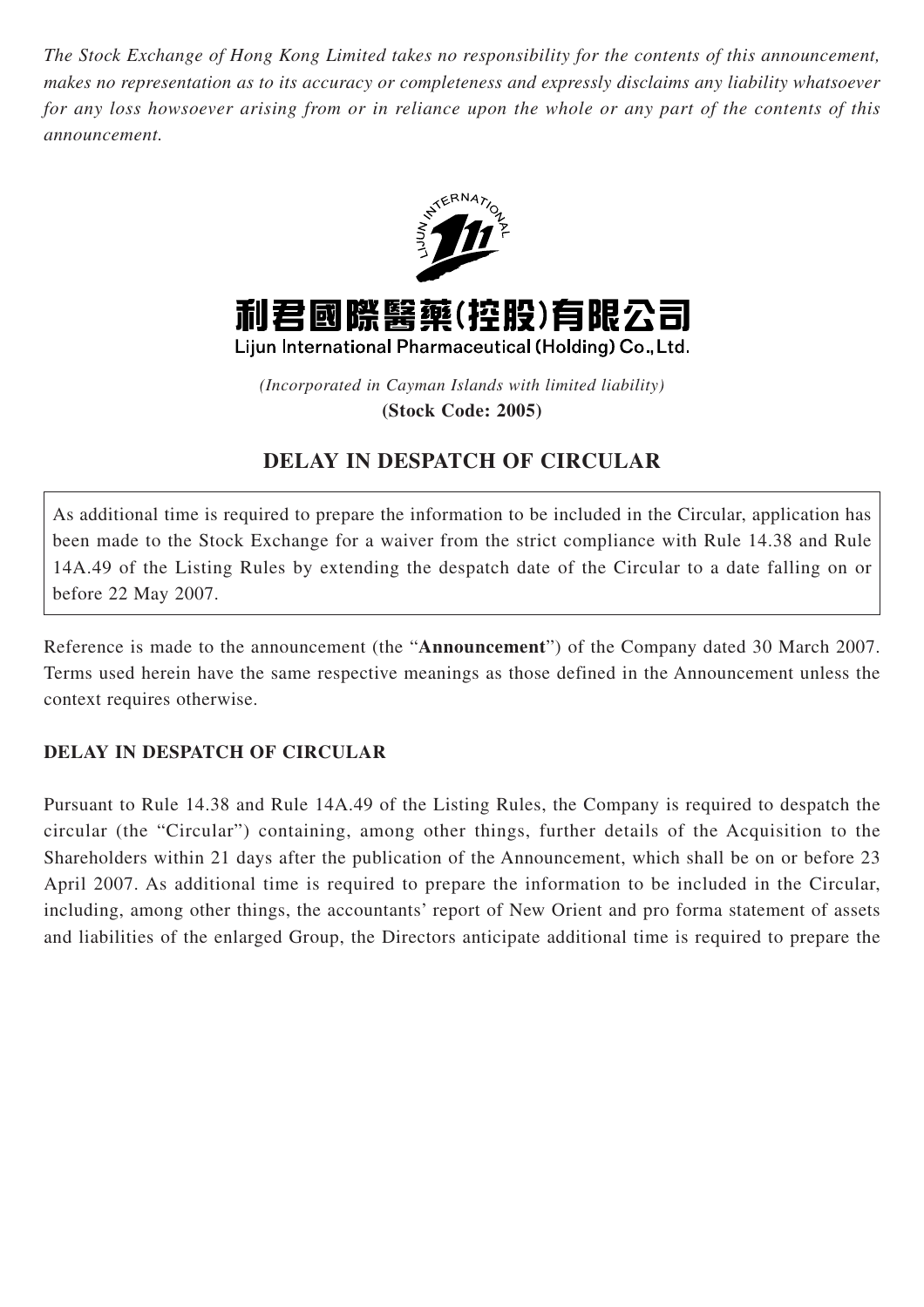*The Stock Exchange of Hong Kong Limited takes no responsibility for the contents of this announcement, makes no representation as to its accuracy or completeness and expressly disclaims any liability whatsoever for any loss howsoever arising from or in reliance upon the whole or any part of the contents of this announcement.*

# 利君國際醫藥(控股)有限公司
**Lijun International Pharmaceutical (Holding) Co., Ltd.**

*(Incorporated in Cayman Islands with limited liability)*
**(Stock Code: 2005)**

## DELAY IN DESPATCH OF CIRCULAR

As additional time is required to prepare the information to be included in the Circular, application has been made to the Stock Exchange for a waiver from the strict compliance with Rule 14.38 and Rule 14A.49 of the Listing Rules by extending the despatch date of the Circular to a date falling on or before 22 May 2007.

Reference is made to the announcement (the "**Announcement**") of the Company dated 30 March 2007. Terms used herein have the same respective meanings as those defined in the Announcement unless the context requires otherwise.

### DELAY IN DESPATCH OF CIRCULAR

Pursuant to Rule 14.38 and Rule 14A.49 of the Listing Rules, the Company is required to despatch the circular (the "Circular") containing, among other things, further details of the Acquisition to the Shareholders within 21 days after the publication of the Announcement, which shall be on or before 23 April 2007. As additional time is required to prepare the information to be included in the Circular, including, among other things, the accountants' report of New Orient and pro forma statement of assets and liabilities of the enlarged Group, the Directors anticipate additional time is required to prepare the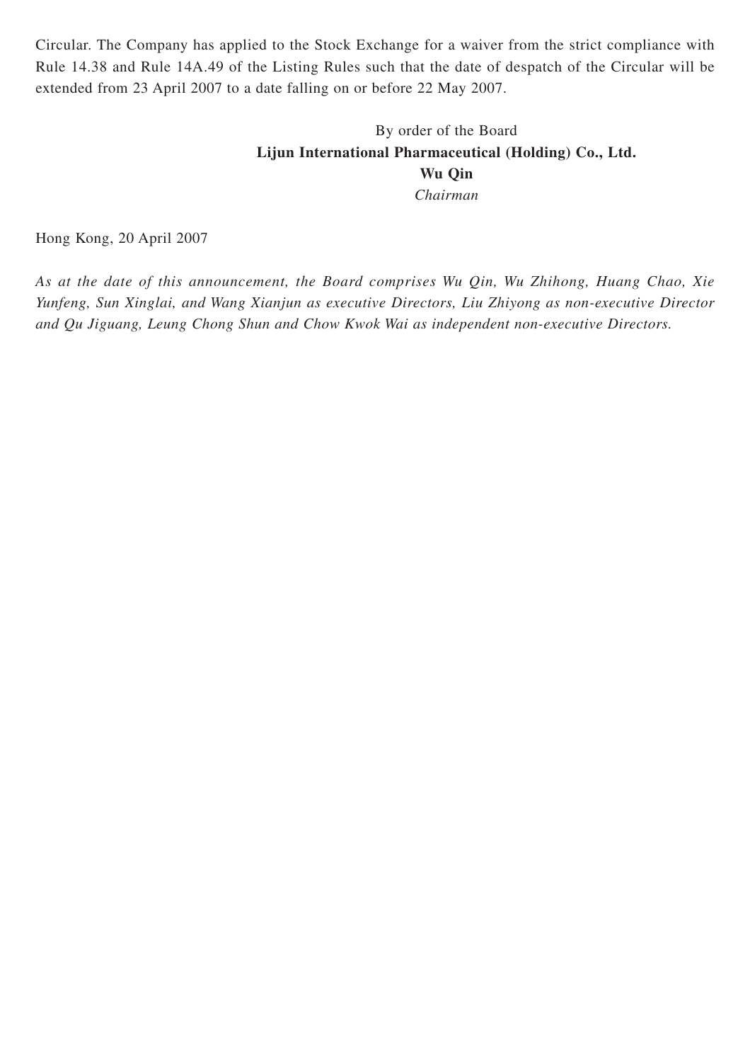Circular. The Company has applied to the Stock Exchange for a waiver from the strict compliance with Rule 14.38 and Rule 14A.49 of the Listing Rules such that the date of despatch of the Circular will be extended from 23 April 2007 to a date falling on or before 22 May 2007.

By order of the Board
**Lijun International Pharmaceutical (Holding) Co., Ltd.**
**Wu Qin**
*Chairman*

Hong Kong, 20 April 2007

*As at the date of this announcement, the Board comprises Wu Qin, Wu Zhihong, Huang Chao, Xie Yunfeng, Sun Xinglai, and Wang Xianjun as executive Directors, Liu Zhiyong as non-executive Director and Qu Jiguang, Leung Chong Shun and Chow Kwok Wai as independent non-executive Directors.*